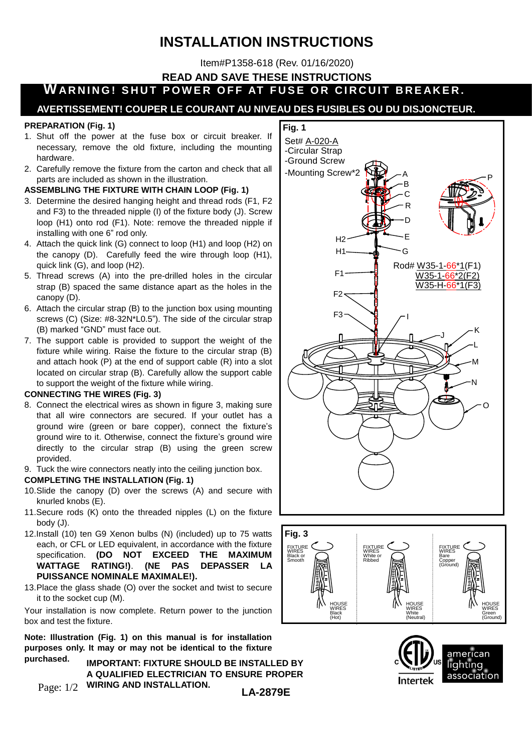# INSTALLATION INSTRUCTIONS

Item#P1358-618 (Rev. 01/16/2020)

**READ AND SAVE THESE INSTRUCTIONS**

**WARNING! SHUT POWER OFF AT FUSE OR CIRCUIT BREAKER.**

**AVERTISSEMENT! COUPER LE COURANT AU NIVEAU DES FUSIBLES OU DU DISJONCTEUR.**

**PREPARATION (Fig. 1)**

1. Shut off the power at the fuse box or circuit breaker. If necessary, remove the old fixture, including the mounting hardware.
2. Carefully remove the fixture from the carton and check that all parts are included as shown in the illustration.

**ASSEMBLING THE FIXTURE WITH CHAIN LOOP (Fig. 1)**

3. Determine the desired hanging height and thread rods (F1, F2 and F3) to the threaded nipple (I) of the fixture body (J). Screw loop (H1) onto rod (F1). Note: remove the threaded nipple if installing with one 6" rod only.
4. Attach the quick link (G) connect to loop (H1) and loop (H2) on the canopy (D). Carefully feed the wire through loop (H1), quick link (G), and loop (H2).
5. Thread screws (A) into the pre-drilled holes in the circular strap (B) spaced the same distance apart as the holes in the canopy (D).
6. Attach the circular strap (B) to the junction box using mounting screws (C) (Size: #8-32N*L0.5"). The side of the circular strap (B) marked "GND" must face out.
7. The support cable is provided to support the weight of the fixture while wiring. Raise the fixture to the circular strap (B) and attach hook (P) at the end of support cable (R) into a slot located on circular strap (B). Carefully allow the support cable to support the weight of the fixture while wiring.

**CONNECTING THE WIRES (Fig. 3)**

8. Connect the electrical wires as shown in figure 3, making sure that all wire connectors are secured. If your outlet has a ground wire (green or bare copper), connect the fixture's ground wire to it. Otherwise, connect the fixture's ground wire directly to the circular strap (B) using the green screw provided.
9. Tuck the wire connectors neatly into the ceiling junction box.

**COMPLETING THE INSTALLATION (Fig. 1)**

10. Slide the canopy (D) over the screws (A) and secure with knurled knobs (E).
11. Secure rods (K) onto the threaded nipples (L) on the fixture body (J).
12. Install (10) ten G9 Xenon bulbs (N) (included) up to 75 watts each, or CFL or LED equivalent, in accordance with the fixture specification. **(DO NOT EXCEED THE MAXIMUM WATTAGE RATING!)**. **(NE PAS DEPASSER LA PUISSANCE NOMINALE MAXIMALE!).**
13. Place the glass shade (O) over the socket and twist to secure it to the socket cup (M).

Your installation is now complete. Return power to the junction box and test the fixture.

**Note: Illustration (Fig. 1) on this manual is for installation purposes only. It may or may not be identical to the fixture purchased.**

**IMPORTANT: FIXTURE SHOULD BE INSTALLED BY A QUALIFIED ELECTRICIAN TO ENSURE PROPER WIRING AND INSTALLATION.**

**Fig. 1**

Set# A-020-A
-Circular Strap
-Ground Screw
-Mounting Screw*2

Rod# W35-1-66*1(F1)
W35-1-66*2(F2)
W35-H-66*1(F3)

**Fig. 3**

| FIXTURE WIRES Black or Smooth | FIXTURE WIRES White or Ribbed | FIXTURE WIRES Bare Copper (Ground) |
|---|---|---|
| HOUSE WIRES Black (Hot) | HOUSE WIRES White (Neutral) | HOUSE WIRES Green (Ground) |

**LA-2879E**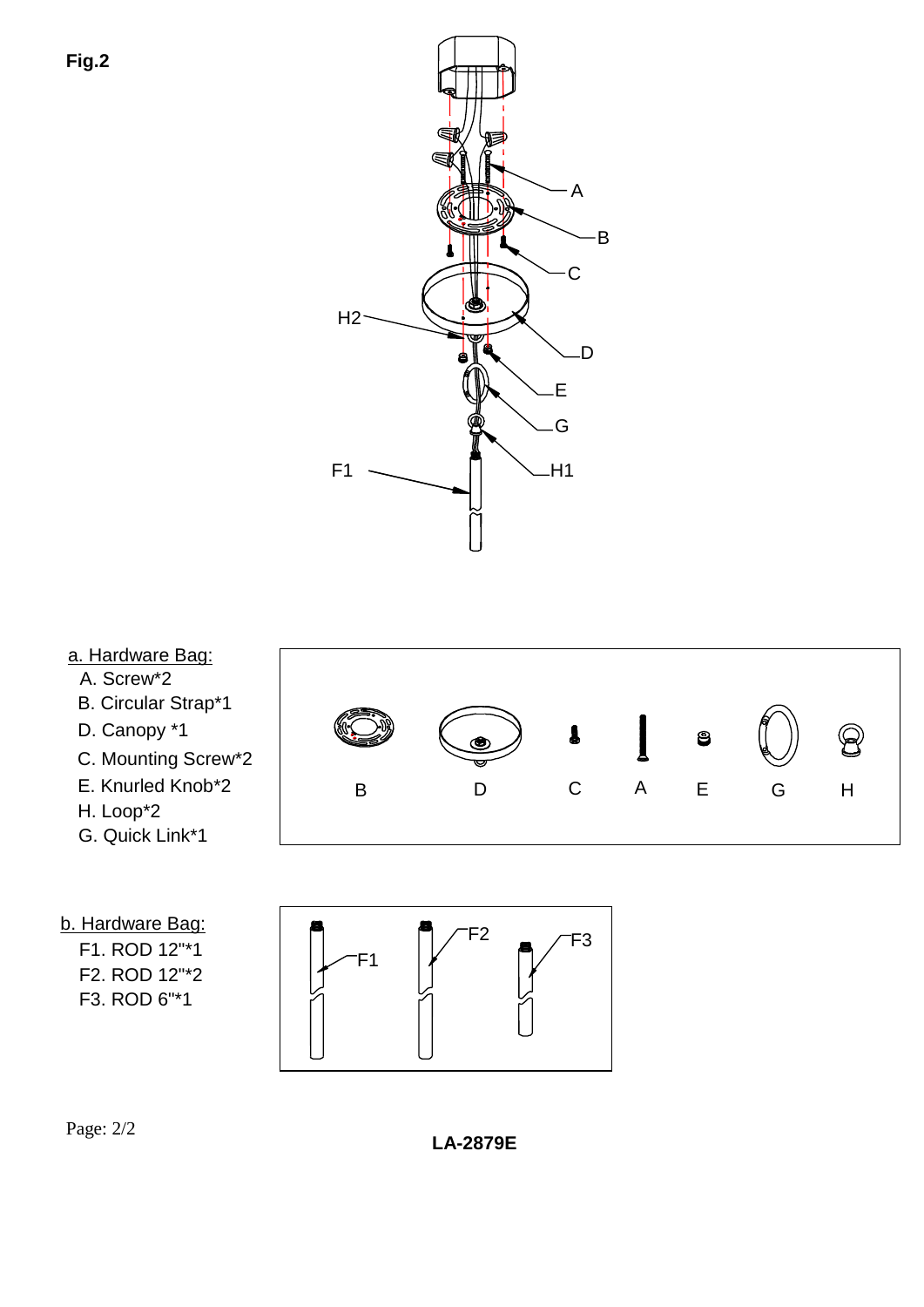**Fig.2**

A
B
C
H2
D
E
G
F1
H1

a. Hardware Bag:

- A. Screw*2
- B. Circular Strap*1
- D. Canopy *1
- C. Mounting Screw*2
- E. Knurled Knob*2
- H. Loop*2
- G. Quick Link*1

B D C A E G H

b. Hardware Bag:

- F1. ROD 12"*1
- F2. ROD 12"*2
- F3. ROD 6"*1

F1 F2 F3

Page: 2/2

**LA-2879E**